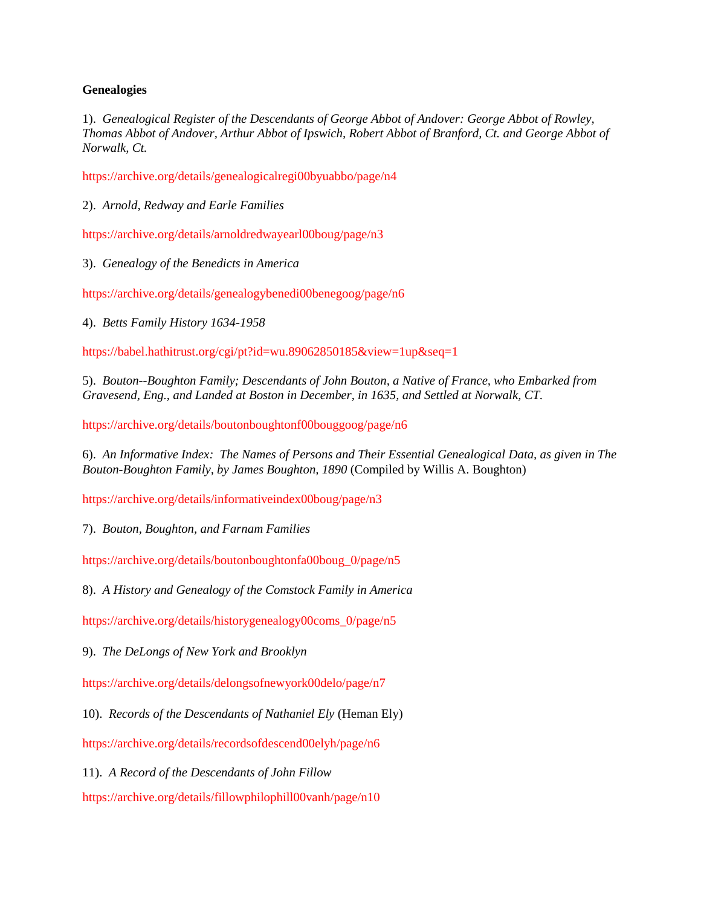**Genealogies**

1). *Genealogical Register of the Descendants of George Abbot of Andover: George Abbot of Rowley, Thomas Abbot of Andover, Arthur Abbot of Ipswich, Robert Abbot of Branford, Ct. and George Abbot of Norwalk, Ct.*

https://archive.org/details/genealogicalregi00byuabbo/page/n4

2). *Arnold, Redway and Earle Families*

https://archive.org/details/arnoldredwayearl00boug/page/n3

3). *Genealogy of the Benedicts in America*

https://archive.org/details/genealogybenedi00benegoog/page/n6

4). *Betts Family History 1634-1958*

https://babel.hathitrust.org/cgi/pt?id=wu.89062850185&view=1up&seq=1

5). *Bouton--Boughton Family; Descendants of John Bouton, a Native of France, who Embarked from Gravesend, Eng., and Landed at Boston in December, in 1635, and Settled at Norwalk, CT.*

https://archive.org/details/boutonboughtonf00bouggoog/page/n6

6). *An Informative Index: The Names of Persons and Their Essential Genealogical Data, as given in The Bouton-Boughton Family, by James Boughton, 1890* (Compiled by Willis A. Boughton)

https://archive.org/details/informativeindex00boug/page/n3

7). *Bouton, Boughton, and Farnam Families*

https://archive.org/details/boutonboughtonfa00boug_0/page/n5

8). *A History and Genealogy of the Comstock Family in America*

https://archive.org/details/historygenealogy00coms_0/page/n5

9). *The DeLongs of New York and Brooklyn*

https://archive.org/details/delongsofnewyork00delo/page/n7

10). *Records of the Descendants of Nathaniel Ely* (Heman Ely)

https://archive.org/details/recordsofdescend00elyh/page/n6

11). *A Record of the Descendants of John Fillow*

https://archive.org/details/fillowphilophill00vanh/page/n10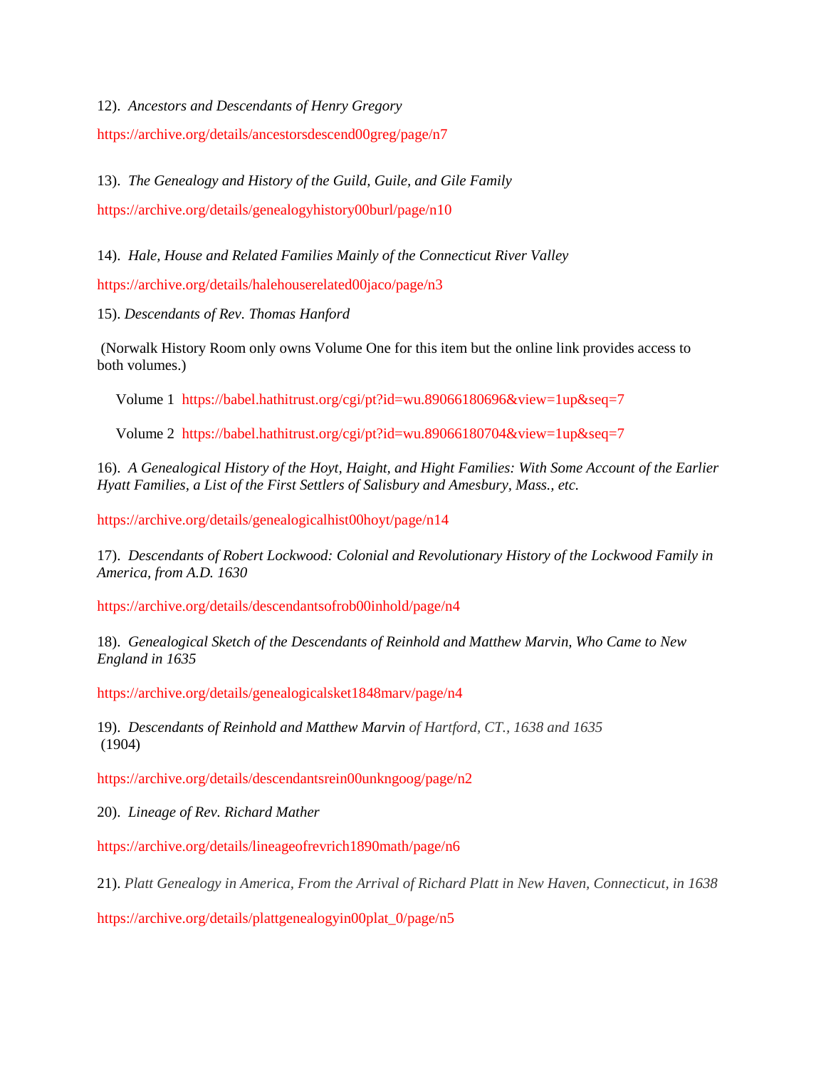12). *Ancestors and Descendants of Henry Gregory*

https://archive.org/details/ancestorsdescend00greg/page/n7

13). *The Genealogy and History of the Guild, Guile, and Gile Family*

https://archive.org/details/genealogyhistory00burl/page/n10

14). *Hale, House and Related Families Mainly of the Connecticut River Valley*

https://archive.org/details/halehouserelated00jaco/page/n3

15). *Descendants of Rev. Thomas Hanford*

(Norwalk History Room only owns Volume One for this item but the online link provides access to both volumes.)

Volume 1 https://babel.hathitrust.org/cgi/pt?id=wu.89066180696&view=1up&seq=7

Volume 2 https://babel.hathitrust.org/cgi/pt?id=wu.89066180704&view=1up&seq=7

16). *A Genealogical History of the Hoyt, Haight, and Hight Families: With Some Account of the Earlier Hyatt Families, a List of the First Settlers of Salisbury and Amesbury, Mass., etc.*

https://archive.org/details/genealogicalhist00hoyt/page/n14

17). *Descendants of Robert Lockwood: Colonial and Revolutionary History of the Lockwood Family in America, from A.D. 1630*

https://archive.org/details/descendantsofrob00inhold/page/n4

18). *Genealogical Sketch of the Descendants of Reinhold and Matthew Marvin, Who Came to New England in 1635*

https://archive.org/details/genealogicalsket1848marv/page/n4

19). *Descendants of Reinhold and Matthew Marvin of Hartford, CT., 1638 and 1635* (1904)

https://archive.org/details/descendantsrein00unkngoog/page/n2

20). *Lineage of Rev. Richard Mather*

https://archive.org/details/lineageofrevrich1890math/page/n6

21). *Platt Genealogy in America, From the Arrival of Richard Platt in New Haven, Connecticut, in 1638*

https://archive.org/details/plattgenealogyin00plat_0/page/n5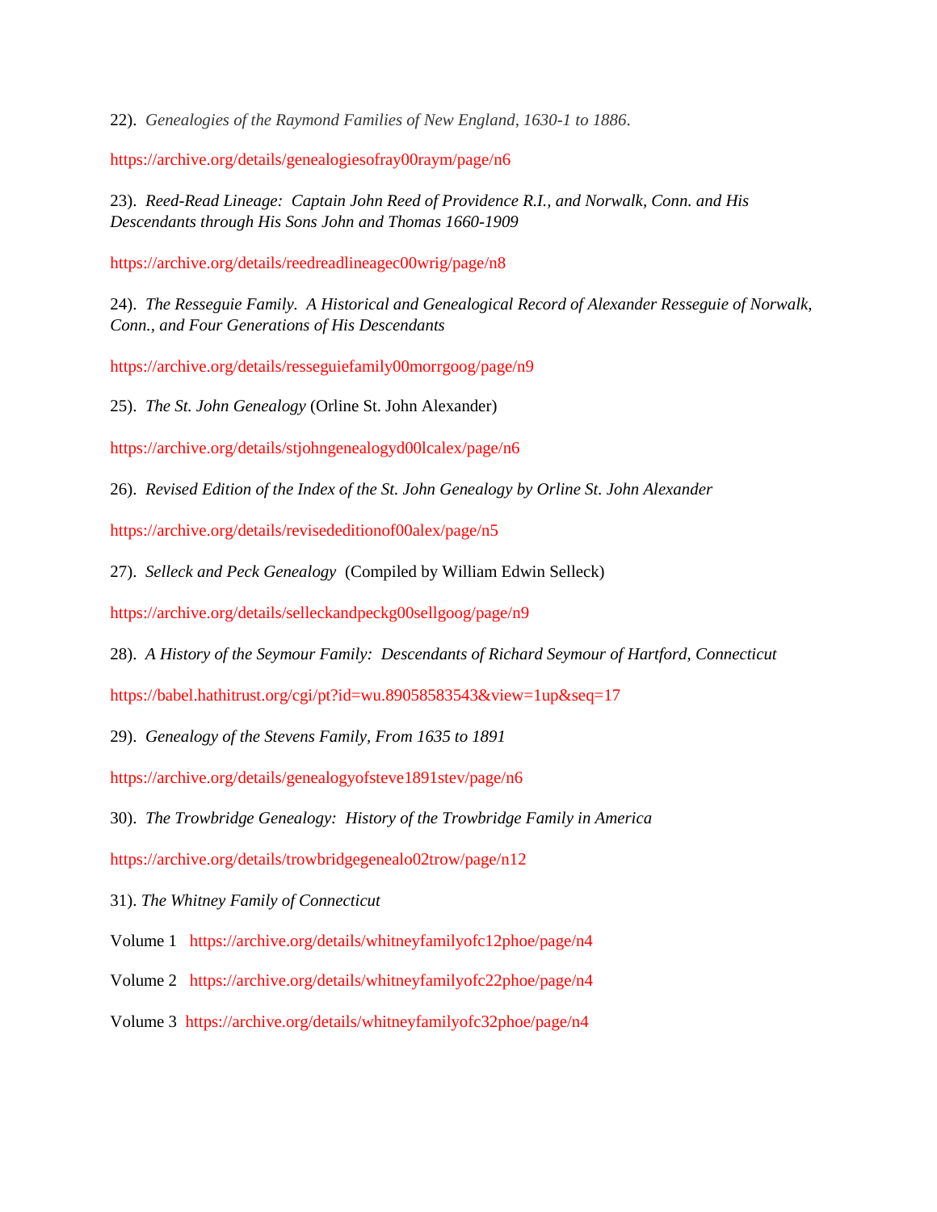22). *Genealogies of the Raymond Families of New England, 1630-1 to 1886*.

https://archive.org/details/genealogiesofray00raym/page/n6

23). *Reed-Read Lineage: Captain John Reed of Providence R.I., and Norwalk, Conn. and His Descendants through His Sons John and Thomas 1660-1909*

https://archive.org/details/reedreadlineagec00wrig/page/n8

24). *The Resseguie Family. A Historical and Genealogical Record of Alexander Resseguie of Norwalk, Conn., and Four Generations of His Descendants*

https://archive.org/details/resseguiefamily00morrgoog/page/n9

25). *The St. John Genealogy* (Orline St. John Alexander)

https://archive.org/details/stjohngenealogyd00lcalex/page/n6

26). *Revised Edition of the Index of the St. John Genealogy by Orline St. John Alexander*

https://archive.org/details/revisededitionof00alex/page/n5

27). *Selleck and Peck Genealogy* (Compiled by William Edwin Selleck)

https://archive.org/details/selleckandpeckg00sellgoog/page/n9

28). *A History of the Seymour Family: Descendants of Richard Seymour of Hartford, Connecticut*

https://babel.hathitrust.org/cgi/pt?id=wu.89058583543&view=1up&seq=17

29). *Genealogy of the Stevens Family, From 1635 to 1891*

https://archive.org/details/genealogyofsteve1891stev/page/n6

30). *The Trowbridge Genealogy: History of the Trowbridge Family in America*

https://archive.org/details/trowbridgegenealo02trow/page/n12

31). *The Whitney Family of Connecticut*

Volume 1 https://archive.org/details/whitneyfamilyofc12phoe/page/n4

Volume 2 https://archive.org/details/whitneyfamilyofc22phoe/page/n4

Volume 3 https://archive.org/details/whitneyfamilyofc32phoe/page/n4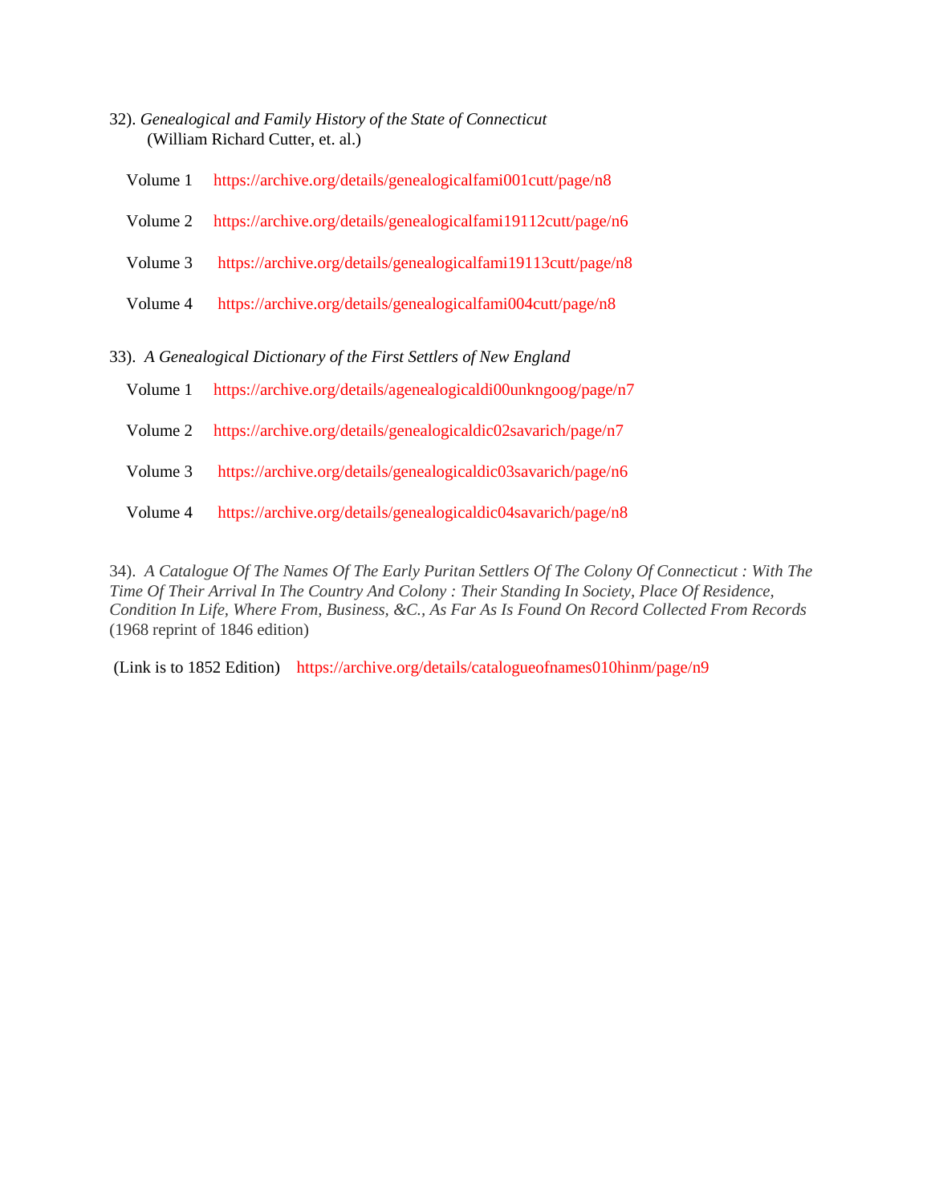32). *Genealogical and Family History of the State of Connecticut*
(William Richard Cutter, et. al.)

Volume 1 https://archive.org/details/genealogicalfami001cutt/page/n8

Volume 2 https://archive.org/details/genealogicalfami19112cutt/page/n6

Volume 3 https://archive.org/details/genealogicalfami19113cutt/page/n8

Volume 4 https://archive.org/details/genealogicalfami004cutt/page/n8

33). *A Genealogical Dictionary of the First Settlers of New England*

Volume 1 https://archive.org/details/agenealogicaldi00unkngoog/page/n7

Volume 2 https://archive.org/details/genealogicaldic02savarich/page/n7

Volume 3 https://archive.org/details/genealogicaldic03savarich/page/n6

Volume 4 https://archive.org/details/genealogicaldic04savarich/page/n8

34). *A Catalogue Of The Names Of The Early Puritan Settlers Of The Colony Of Connecticut : With The Time Of Their Arrival In The Country And Colony : Their Standing In Society, Place Of Residence, Condition In Life, Where From, Business, &C., As Far As Is Found On Record Collected From Records* (1968 reprint of 1846 edition)

(Link is to 1852 Edition) https://archive.org/details/catalogueofnames010hinm/page/n9